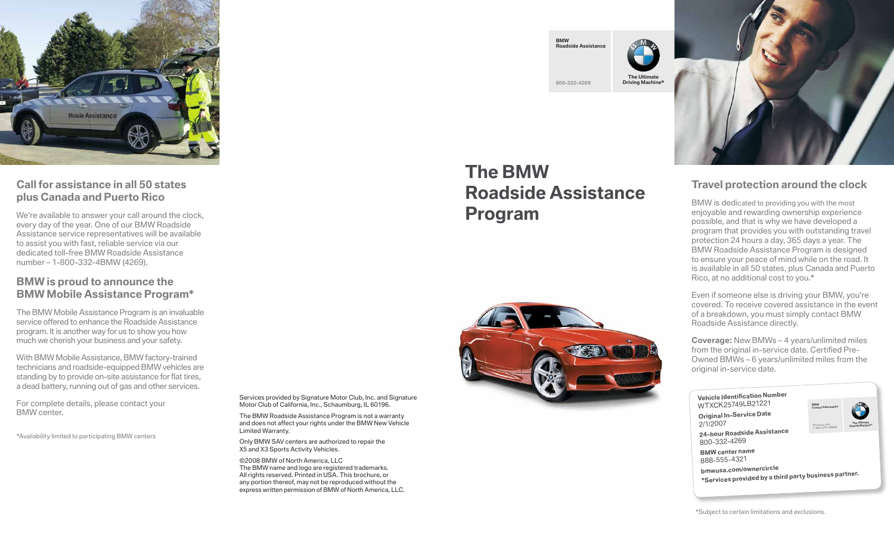## Call for assistance in all 50 states plus Canada and Puerto Rico

We're available to answer your call around the clock, every day of the year. One of our BMW Roadside Assistance service representatives will be available to assist you with fast, reliable service via our dedicated toll-free BMW Roadside Assistance number – 1-800-332-4BMW (4269).

## BMW is proud to announce the BMW Mobile Assistance Program*

The BMW Mobile Assistance Program is an invaluable service offered to enhance the Roadside Assistance program. It is another way for us to show you how much we cherish your business and your safety.

With BMW Mobile Assistance, BMW factory-trained technicians and roadside-equipped BMW vehicles are standing by to provide on-site assistance for flat tires, a dead battery, running out of gas and other services.

For complete details, please contact your BMW center.

*Availability limited to participating BMW centers

Services provided by Signature Motor Club, Inc. and Signature Motor Club of California, Inc., Schaumburg, IL 60196.

The BMW Roadside Assistance Program is not a warranty and does not affect your rights under the BMW New Vehicle Limited Warranty.

Only BMW SAV centers are authorized to repair the X5 and X3 Sports Activity Vehicles.

©2008 BMW of North America, LLC
The BMW name and logo are registered trademarks.
All rights reserved. Printed in USA. This brochure, or any portion thereof, may not be reproduced without the express written permission of BMW of North America, LLC.

BMW
Roadside Assistance
800-332-4269

The Ultimate Driving Machine®

# The BMW Roadside Assistance Program

## Travel protection around the clock

BMW is dedicated to providing you with the most enjoyable and rewarding ownership experience possible, and that is why we have developed a program that provides you with outstanding travel protection 24 hours a day, 365 days a year. The BMW Roadside Assistance Program is designed to ensure your peace of mind while on the road. It is available in all 50 states, plus Canada and Puerto Rico, at no additional cost to you.*

Even if someone else is driving your BMW, you're covered. To receive covered assistance in the event of a breakdown, you must simply contact BMW Roadside Assistance directly.

**Coverage:** New BMWs – 4 years/unlimited miles from the original in-service date. Certified Pre-Owned BMWs – 6 years/unlimited miles from the original in-service date.

**Vehicle Identification Number**
WTXCK25749LB21221

**Original In-Service Date**
2/1/2007

**24-hour Roadside Assistance**
800-332-4269

**BMW center name**
888-555-4321

**bmwusa.com/ownercircle**

***Services provided by a third party business partner.**

*Subject to certain limitations and exclusions.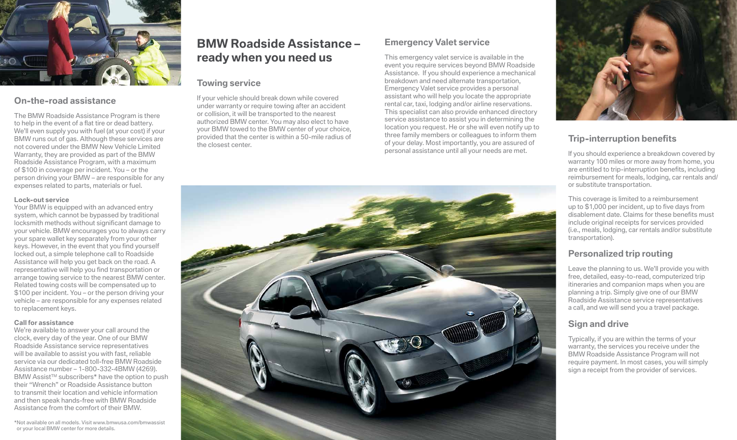## On-the-road assistance

The BMW Roadside Assistance Program is there to help in the event of a flat tire or dead battery. We'll even supply you with fuel (at your cost) if your BMW runs out of gas. Although these services are not covered under the BMW New Vehicle Limited Warranty, they are provided as part of the BMW Roadside Assistance Program, with a maximum of $100 in coverage per incident. You – or the person driving your BMW – are responsible for any expenses related to parts, materials or fuel.

**Lock-out service**
Your BMW is equipped with an advanced entry system, which cannot be bypassed by traditional locksmith methods without significant damage to your vehicle. BMW encourages you to always carry your spare wallet key separately from your other keys. However, in the event that you find yourself locked out, a simple telephone call to Roadside Assistance will help you get back on the road. A representative will help you find transportation or arrange towing service to the nearest BMW center. Related towing costs will be compensated up to $100 per incident. You – or the person driving your vehicle – are responsible for any expenses related to replacement keys.

**Call for assistance**
We're available to answer your call around the clock, every day of the year. One of our BMW Roadside Assistance service representatives will be available to assist you with fast, reliable service via our dedicated toll-free BMW Roadside Assistance number – 1-800-332-4BMW (4269). BMW Assist™ subscribers* have the option to push their "Wrench" or Roadside Assistance button to transmit their location and vehicle information and then speak hands-free with BMW Roadside Assistance from the comfort of their BMW.

*Not available on all models. Visit www.bmwusa.com/bmwassist or your local BMW center for more details.

# BMW Roadside Assistance – ready when you need us

## Towing service

If your vehicle should break down while covered under warranty or require towing after an accident or collision, it will be transported to the nearest authorized BMW center. You may also elect to have your BMW towed to the BMW center of your choice, provided that the center is within a 50-mile radius of the closest center.

## Emergency Valet service

This emergency valet service is available in the event you require services beyond BMW Roadside Assistance. If you should experience a mechanical breakdown and need alternate transportation, Emergency Valet service provides a personal assistant who will help you locate the appropriate rental car, taxi, lodging and/or airline reservations. This specialist can also provide enhanced directory service assistance to assist you in determining the location you request. He or she will even notify up to three family members or colleagues to inform them of your delay. Most importantly, you are assured of personal assistance until all your needs are met.

## Trip-interruption benefits

If you should experience a breakdown covered by warranty 100 miles or more away from home, you are entitled to trip-interruption benefits, including reimbursement for meals, lodging, car rentals and/or substitute transportation.

This coverage is limited to a reimbursement up to $1,000 per incident, up to five days from disablement date. Claims for these benefits must include original receipts for services provided (i.e., meals, lodging, car rentals and/or substitute transportation).

## Personalized trip routing

Leave the planning to us. We'll provide you with free, detailed, easy-to-read, computerized trip itineraries and companion maps when you are planning a trip. Simply give one of our BMW Roadside Assistance service representatives a call, and we will send you a travel package.

## Sign and drive

Typically, if you are within the terms of your warranty, the services you receive under the BMW Roadside Assistance Program will not require payment. In most cases, you will simply sign a receipt from the provider of services.